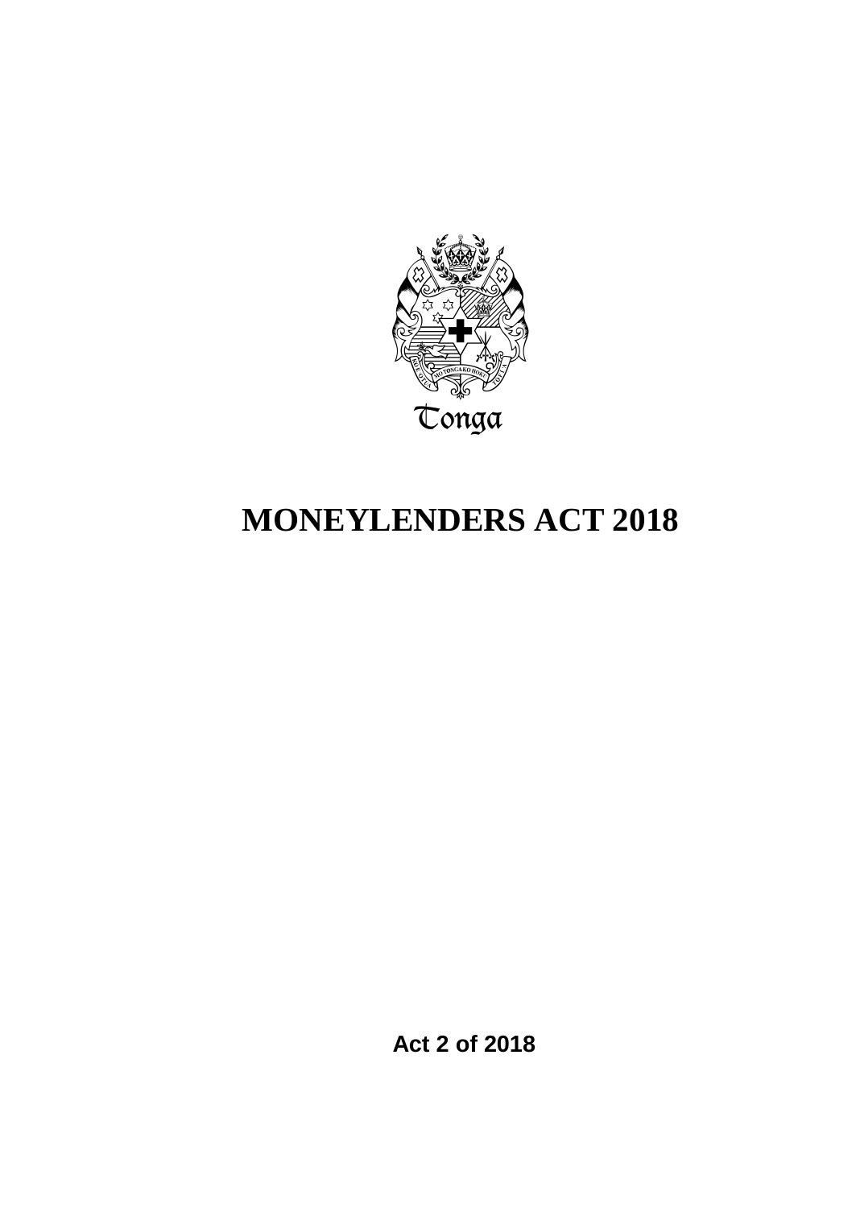Tonga

# MONEYLENDERS ACT 2018

**Act 2 of 2018**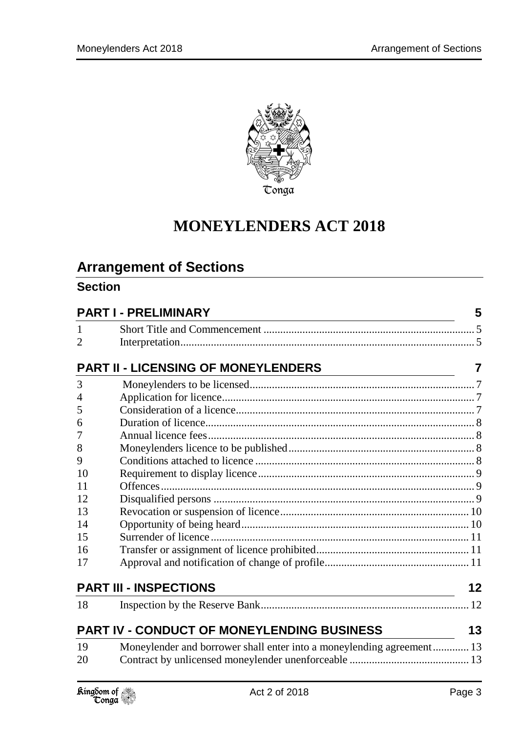Tonga

# MONEYLENDERS ACT 2018

## Arrangement of Sections

### Section

| | | |
|---|---|---|
| **PART I - PRELIMINARY** | | **5** |
| 1 | Short Title and Commencement | 5 |
| 2 | Interpretation | 5 |
| **PART II - LICENSING OF MONEYLENDERS** | | **7** |
| 3 | Moneylenders to be licensed | 7 |
| 4 | Application for licence | 7 |
| 5 | Consideration of a licence | 7 |
| 6 | Duration of licence | 8 |
| 7 | Annual licence fees | 8 |
| 8 | Moneylenders licence to be published | 8 |
| 9 | Conditions attached to licence | 8 |
| 10 | Requirement to display licence | 9 |
| 11 | Offences | 9 |
| 12 | Disqualified persons | 9 |
| 13 | Revocation or suspension of licence | 10 |
| 14 | Opportunity of being heard | 10 |
| 15 | Surrender of licence | 11 |
| 16 | Transfer or assignment of licence prohibited | 11 |
| 17 | Approval and notification of change of profile | 11 |
| **PART III - INSPECTIONS** | | **12** |
| 18 | Inspection by the Reserve Bank | 12 |
| **PART IV - CONDUCT OF MONEYLENDING BUSINESS** | | **13** |
| 19 | Moneylender and borrower shall enter into a moneylending agreement | 13 |
| 20 | Contract by unlicensed moneylender unenforceable | 13 |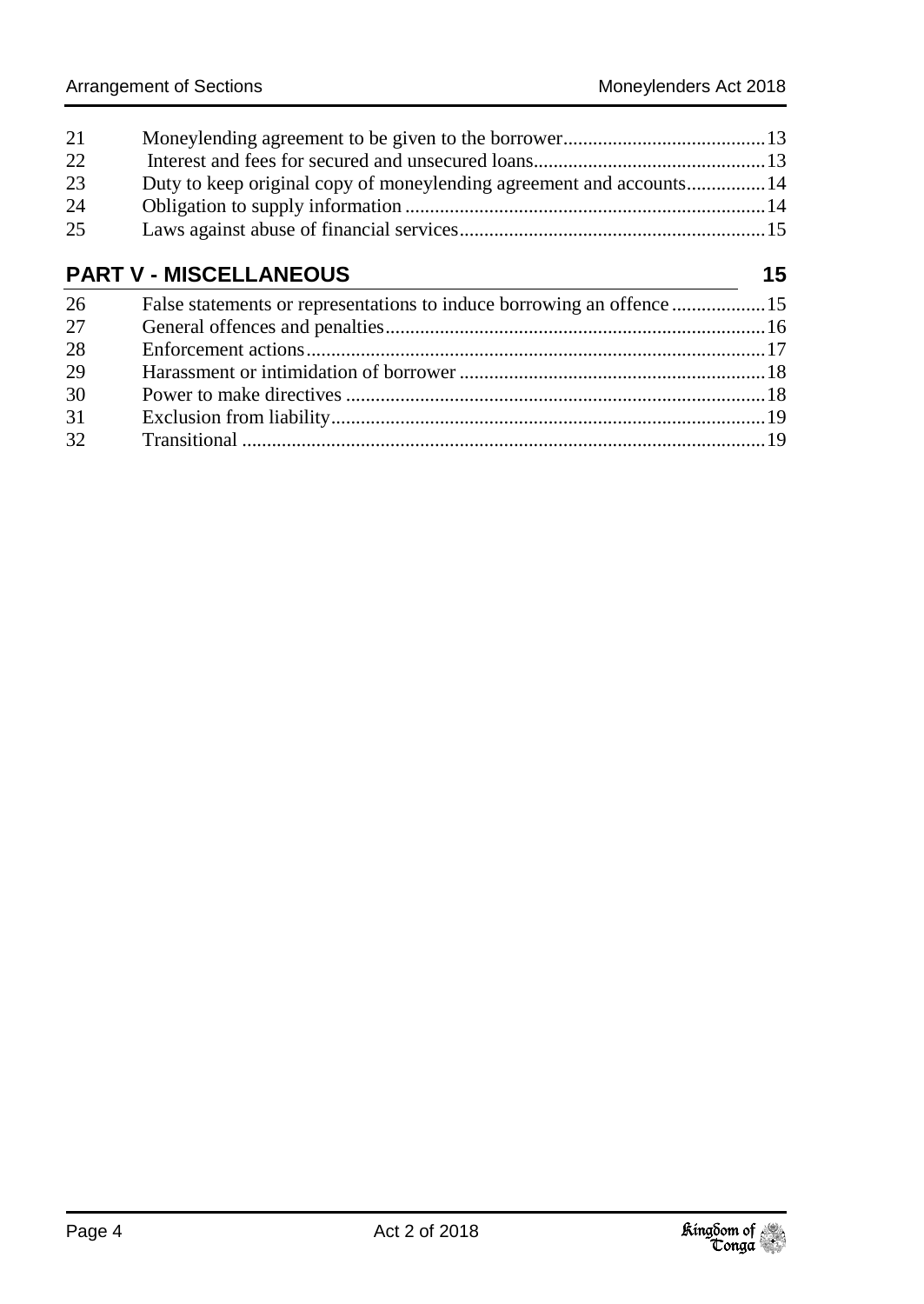| | | |
|---|---|---|
| 21 | Moneylending agreement to be given to the borrower | 13 |
| 22 | Interest and fees for secured and unsecured loans | 13 |
| 23 | Duty to keep original copy of moneylending agreement and accounts | 14 |
| 24 | Obligation to supply information | 14 |
| 25 | Laws against abuse of financial services | 15 |

## PART V - MISCELLANEOUS 15

| | | |
|---|---|---|
| 26 | False statements or representations to induce borrowing an offence | 15 |
| 27 | General offences and penalties | 16 |
| 28 | Enforcement actions | 17 |
| 29 | Harassment or intimidation of borrower | 18 |
| 30 | Power to make directives | 18 |
| 31 | Exclusion from liability | 19 |
| 32 | Transitional | 19 |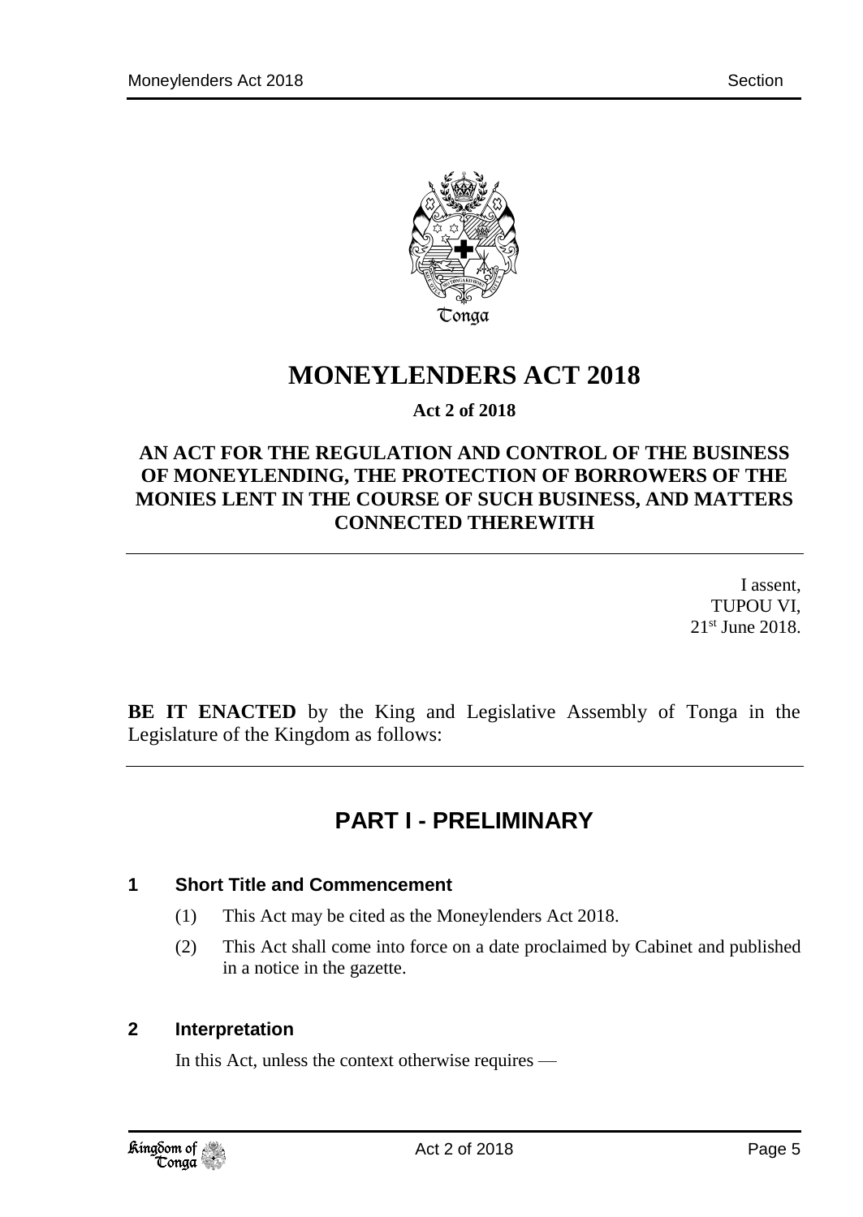# MONEYLENDERS ACT 2018

**Act 2 of 2018**

**AN ACT FOR THE REGULATION AND CONTROL OF THE BUSINESS OF MONEYLENDING, THE PROTECTION OF BORROWERS OF THE MONIES LENT IN THE COURSE OF SUCH BUSINESS, AND MATTERS CONNECTED THEREWITH**

I assent,
TUPOU VI,
21st June 2018.

**BE IT ENACTED** by the King and Legislative Assembly of Tonga in the Legislature of the Kingdom as follows:

## PART I - PRELIMINARY

### 1 Short Title and Commencement

(1) This Act may be cited as the Moneylenders Act 2018.

(2) This Act shall come into force on a date proclaimed by Cabinet and published in a notice in the gazette.

### 2 Interpretation

In this Act, unless the context otherwise requires —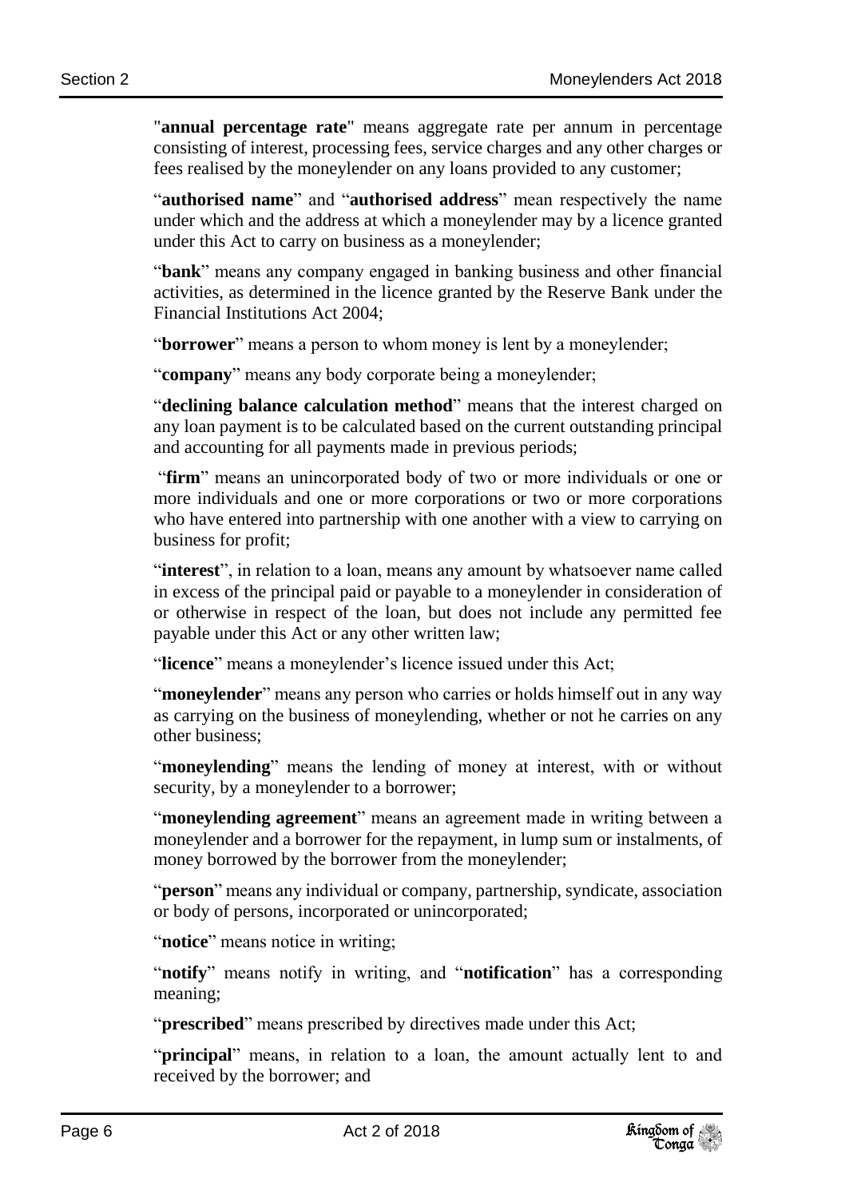"**annual percentage rate**" means aggregate rate per annum in percentage consisting of interest, processing fees, service charges and any other charges or fees realised by the moneylender on any loans provided to any customer;

"**authorised name**" and "**authorised address**" mean respectively the name under which and the address at which a moneylender may by a licence granted under this Act to carry on business as a moneylender;

"**bank**" means any company engaged in banking business and other financial activities, as determined in the licence granted by the Reserve Bank under the Financial Institutions Act 2004;

"**borrower**" means a person to whom money is lent by a moneylender;

"**company**" means any body corporate being a moneylender;

"**declining balance calculation method**" means that the interest charged on any loan payment is to be calculated based on the current outstanding principal and accounting for all payments made in previous periods;

"**firm**" means an unincorporated body of two or more individuals or one or more individuals and one or more corporations or two or more corporations who have entered into partnership with one another with a view to carrying on business for profit;

"**interest**", in relation to a loan, means any amount by whatsoever name called in excess of the principal paid or payable to a moneylender in consideration of or otherwise in respect of the loan, but does not include any permitted fee payable under this Act or any other written law;

"**licence**" means a moneylender's licence issued under this Act;

"**moneylender**" means any person who carries or holds himself out in any way as carrying on the business of moneylending, whether or not he carries on any other business;

"**moneylending**" means the lending of money at interest, with or without security, by a moneylender to a borrower;

"**moneylending agreement**" means an agreement made in writing between a moneylender and a borrower for the repayment, in lump sum or instalments, of money borrowed by the borrower from the moneylender;

"**person**" means any individual or company, partnership, syndicate, association or body of persons, incorporated or unincorporated;

"**notice**" means notice in writing;

"**notify**" means notify in writing, and "**notification**" has a corresponding meaning;

"**prescribed**" means prescribed by directives made under this Act;

"**principal**" means, in relation to a loan, the amount actually lent to and received by the borrower; and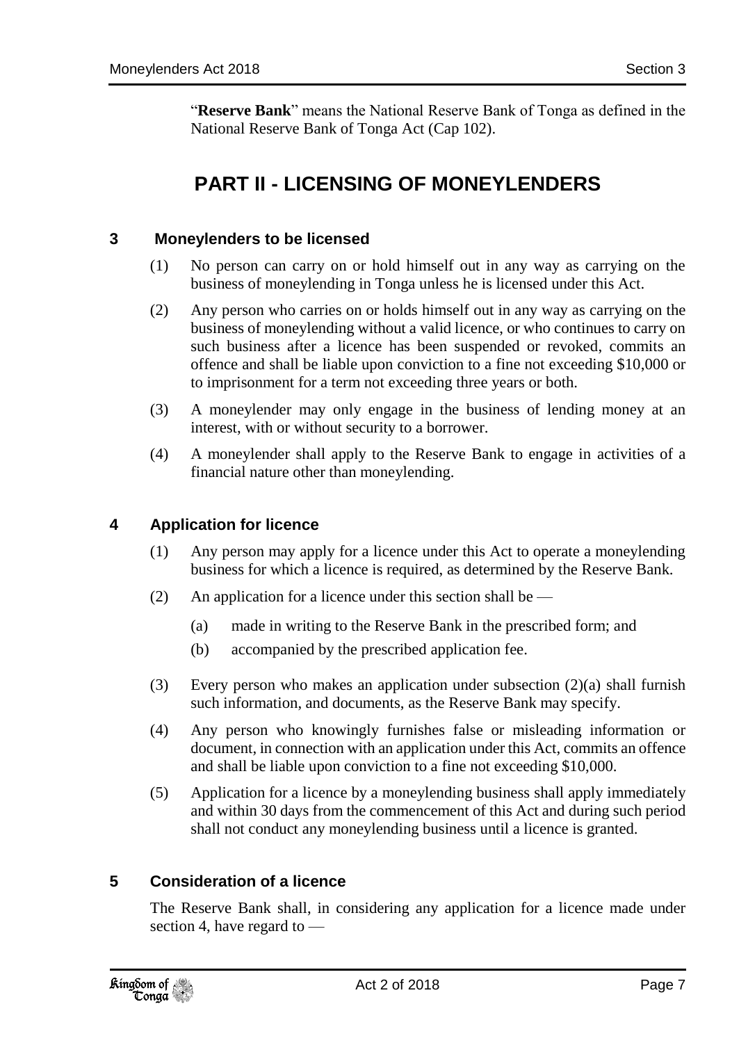"**Reserve Bank**" means the National Reserve Bank of Tonga as defined in the National Reserve Bank of Tonga Act (Cap 102).

# PART II - LICENSING OF MONEYLENDERS

## 3 Moneylenders to be licensed

(1) No person can carry on or hold himself out in any way as carrying on the business of moneylending in Tonga unless he is licensed under this Act.

(2) Any person who carries on or holds himself out in any way as carrying on the business of moneylending without a valid licence, or who continues to carry on such business after a licence has been suspended or revoked, commits an offence and shall be liable upon conviction to a fine not exceeding $10,000 or to imprisonment for a term not exceeding three years or both.

(3) A moneylender may only engage in the business of lending money at an interest, with or without security to a borrower.

(4) A moneylender shall apply to the Reserve Bank to engage in activities of a financial nature other than moneylending.

## 4 Application for licence

(1) Any person may apply for a licence under this Act to operate a moneylending business for which a licence is required, as determined by the Reserve Bank.

(2) An application for a licence under this section shall be —

(a) made in writing to the Reserve Bank in the prescribed form; and

(b) accompanied by the prescribed application fee.

(3) Every person who makes an application under subsection (2)(a) shall furnish such information, and documents, as the Reserve Bank may specify.

(4) Any person who knowingly furnishes false or misleading information or document, in connection with an application under this Act, commits an offence and shall be liable upon conviction to a fine not exceeding $10,000.

(5) Application for a licence by a moneylending business shall apply immediately and within 30 days from the commencement of this Act and during such period shall not conduct any moneylending business until a licence is granted.

## 5 Consideration of a licence

The Reserve Bank shall, in considering any application for a licence made under section 4, have regard to —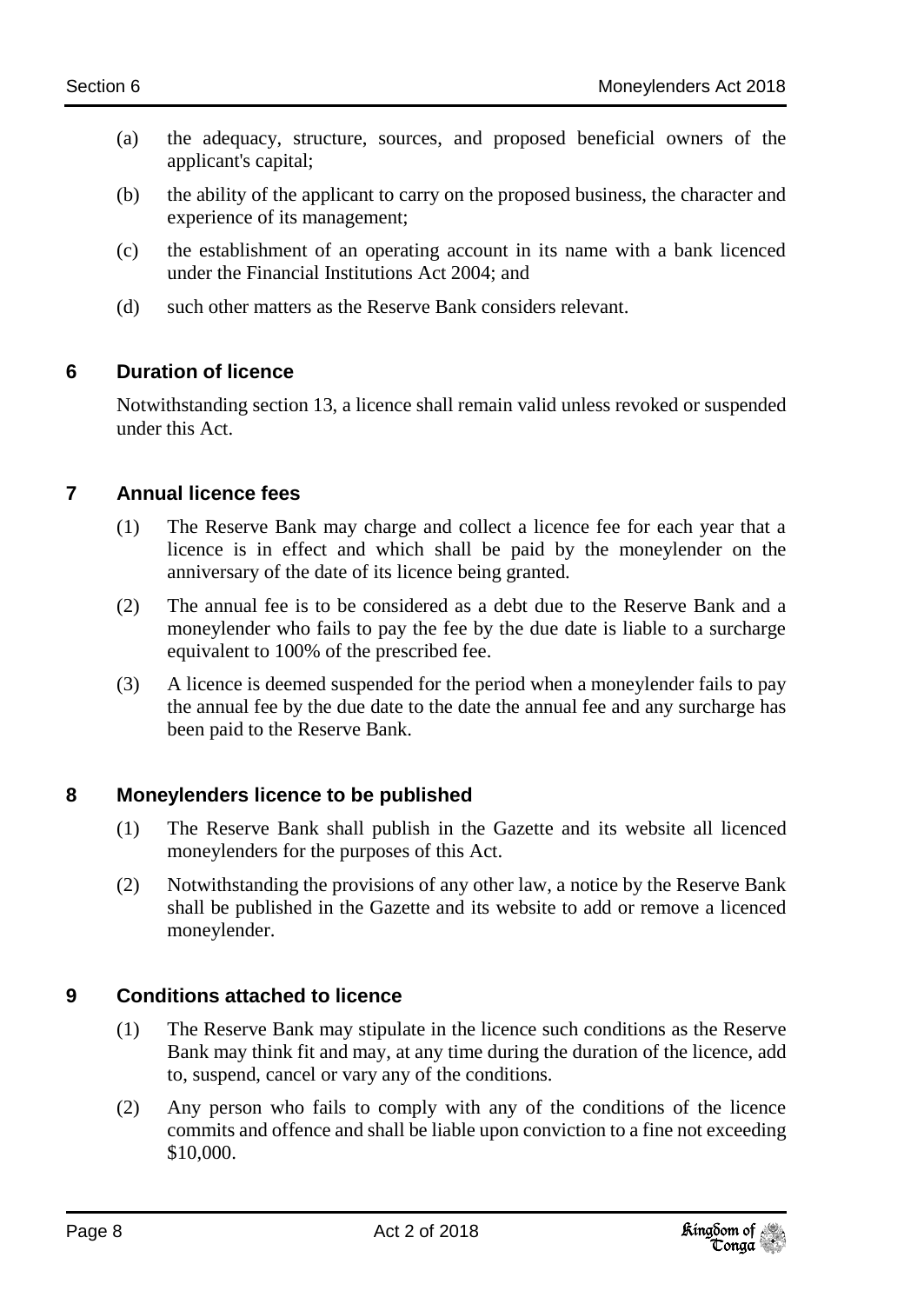(a) the adequacy, structure, sources, and proposed beneficial owners of the applicant's capital;

(b) the ability of the applicant to carry on the proposed business, the character and experience of its management;

(c) the establishment of an operating account in its name with a bank licenced under the Financial Institutions Act 2004; and

(d) such other matters as the Reserve Bank considers relevant.

## 6 Duration of licence

Notwithstanding section 13, a licence shall remain valid unless revoked or suspended under this Act.

## 7 Annual licence fees

(1) The Reserve Bank may charge and collect a licence fee for each year that a licence is in effect and which shall be paid by the moneylender on the anniversary of the date of its licence being granted.

(2) The annual fee is to be considered as a debt due to the Reserve Bank and a moneylender who fails to pay the fee by the due date is liable to a surcharge equivalent to 100% of the prescribed fee.

(3) A licence is deemed suspended for the period when a moneylender fails to pay the annual fee by the due date to the date the annual fee and any surcharge has been paid to the Reserve Bank.

## 8 Moneylenders licence to be published

(1) The Reserve Bank shall publish in the Gazette and its website all licenced moneylenders for the purposes of this Act.

(2) Notwithstanding the provisions of any other law, a notice by the Reserve Bank shall be published in the Gazette and its website to add or remove a licenced moneylender.

## 9 Conditions attached to licence

(1) The Reserve Bank may stipulate in the licence such conditions as the Reserve Bank may think fit and may, at any time during the duration of the licence, add to, suspend, cancel or vary any of the conditions.

(2) Any person who fails to comply with any of the conditions of the licence commits and offence and shall be liable upon conviction to a fine not exceeding $10,000.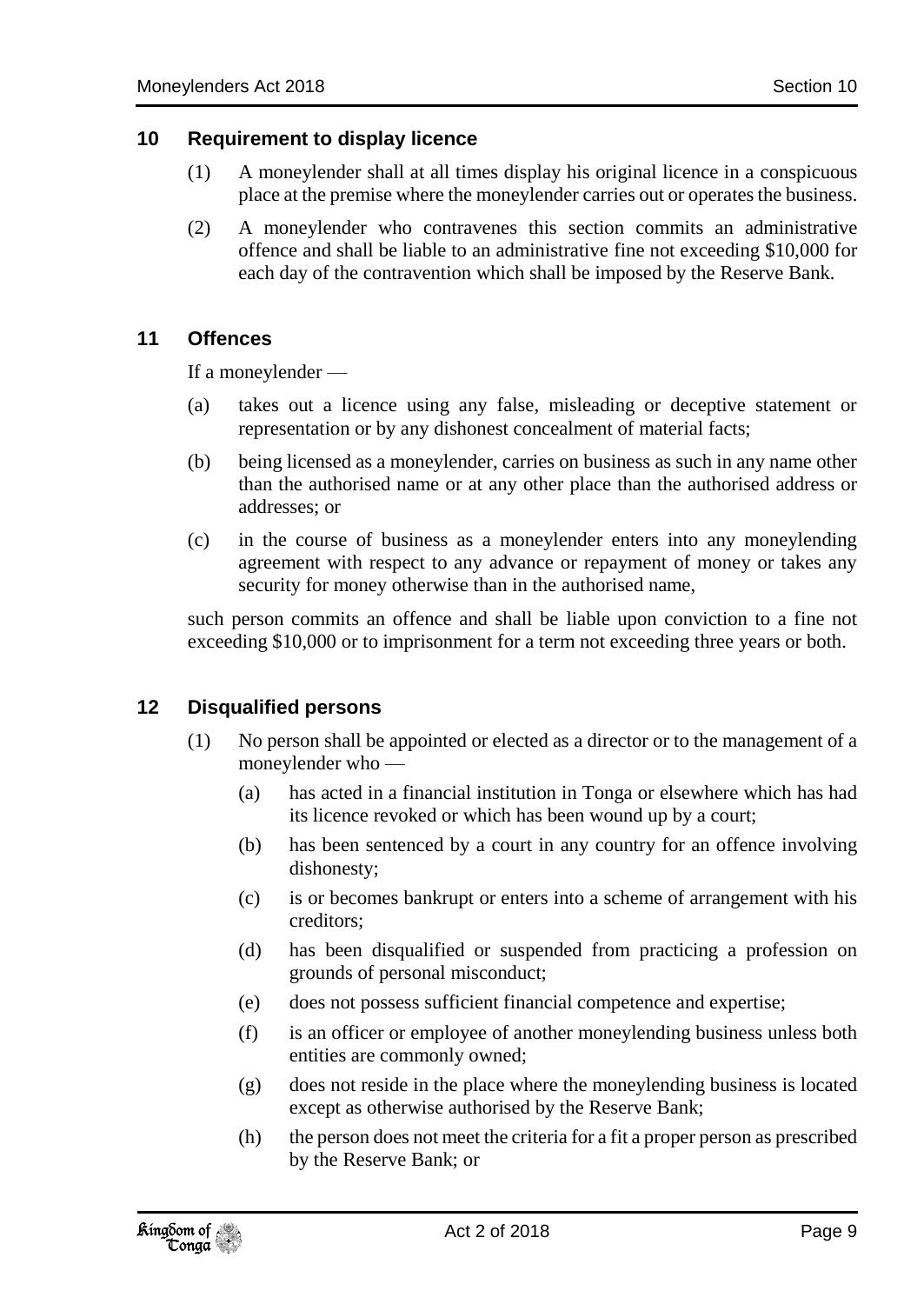## 10 Requirement to display licence

(1) A moneylender shall at all times display his original licence in a conspicuous place at the premise where the moneylender carries out or operates the business.

(2) A moneylender who contravenes this section commits an administrative offence and shall be liable to an administrative fine not exceeding $10,000 for each day of the contravention which shall be imposed by the Reserve Bank.

## 11 Offences

If a moneylender —

(a) takes out a licence using any false, misleading or deceptive statement or representation or by any dishonest concealment of material facts;

(b) being licensed as a moneylender, carries on business as such in any name other than the authorised name or at any other place than the authorised address or addresses; or

(c) in the course of business as a moneylender enters into any moneylending agreement with respect to any advance or repayment of money or takes any security for money otherwise than in the authorised name,

such person commits an offence and shall be liable upon conviction to a fine not exceeding $10,000 or to imprisonment for a term not exceeding three years or both.

## 12 Disqualified persons

(1) No person shall be appointed or elected as a director or to the management of a moneylender who —

(a) has acted in a financial institution in Tonga or elsewhere which has had its licence revoked or which has been wound up by a court;

(b) has been sentenced by a court in any country for an offence involving dishonesty;

(c) is or becomes bankrupt or enters into a scheme of arrangement with his creditors;

(d) has been disqualified or suspended from practicing a profession on grounds of personal misconduct;

(e) does not possess sufficient financial competence and expertise;

(f) is an officer or employee of another moneylending business unless both entities are commonly owned;

(g) does not reside in the place where the moneylending business is located except as otherwise authorised by the Reserve Bank;

(h) the person does not meet the criteria for a fit a proper person as prescribed by the Reserve Bank; or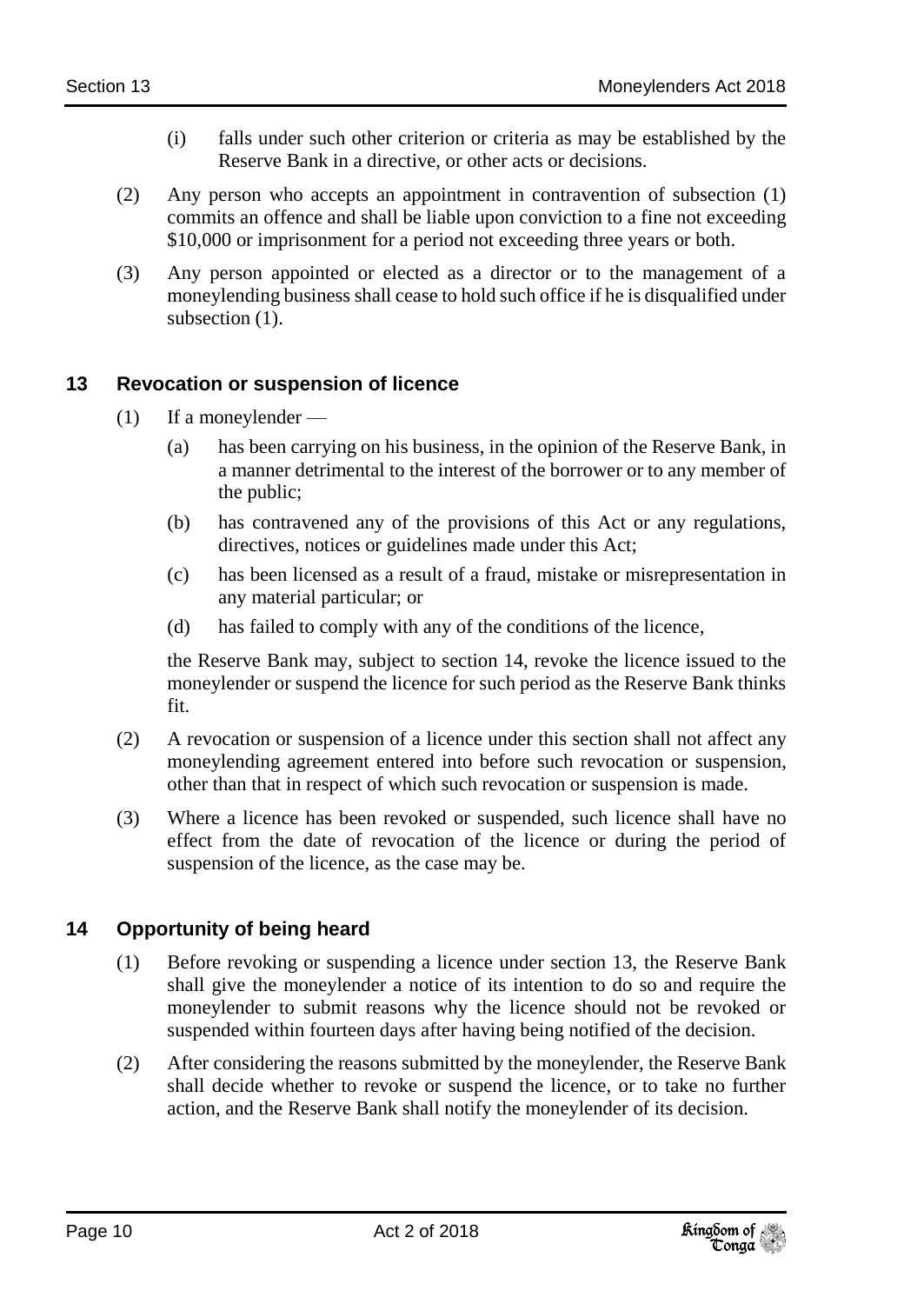(i) falls under such other criterion or criteria as may be established by the Reserve Bank in a directive, or other acts or decisions.

(2) Any person who accepts an appointment in contravention of subsection (1) commits an offence and shall be liable upon conviction to a fine not exceeding $10,000 or imprisonment for a period not exceeding three years or both.

(3) Any person appointed or elected as a director or to the management of a moneylending business shall cease to hold such office if he is disqualified under subsection (1).

## 13 Revocation or suspension of licence

(1) If a moneylender —

(a) has been carrying on his business, in the opinion of the Reserve Bank, in a manner detrimental to the interest of the borrower or to any member of the public;

(b) has contravened any of the provisions of this Act or any regulations, directives, notices or guidelines made under this Act;

(c) has been licensed as a result of a fraud, mistake or misrepresentation in any material particular; or

(d) has failed to comply with any of the conditions of the licence,

the Reserve Bank may, subject to section 14, revoke the licence issued to the moneylender or suspend the licence for such period as the Reserve Bank thinks fit.

(2) A revocation or suspension of a licence under this section shall not affect any moneylending agreement entered into before such revocation or suspension, other than that in respect of which such revocation or suspension is made.

(3) Where a licence has been revoked or suspended, such licence shall have no effect from the date of revocation of the licence or during the period of suspension of the licence, as the case may be.

## 14 Opportunity of being heard

(1) Before revoking or suspending a licence under section 13, the Reserve Bank shall give the moneylender a notice of its intention to do so and require the moneylender to submit reasons why the licence should not be revoked or suspended within fourteen days after having being notified of the decision.

(2) After considering the reasons submitted by the moneylender, the Reserve Bank shall decide whether to revoke or suspend the licence, or to take no further action, and the Reserve Bank shall notify the moneylender of its decision.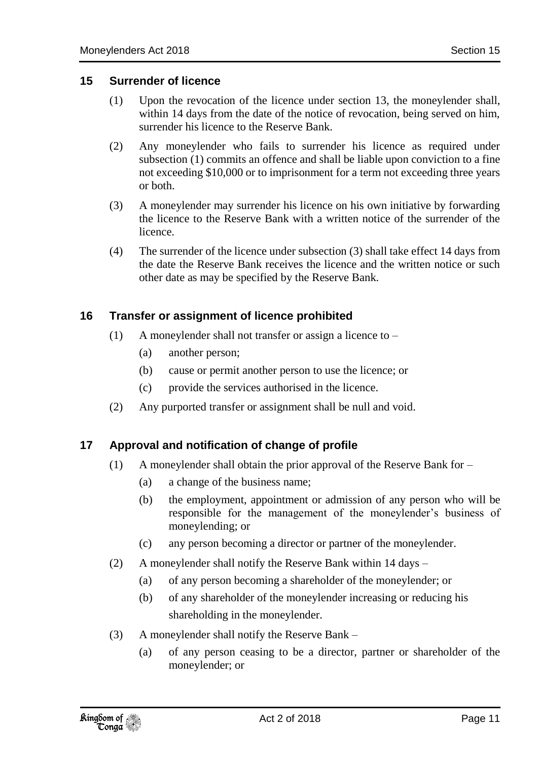## 15 Surrender of licence

(1) Upon the revocation of the licence under section 13, the moneylender shall, within 14 days from the date of the notice of revocation, being served on him, surrender his licence to the Reserve Bank.

(2) Any moneylender who fails to surrender his licence as required under subsection (1) commits an offence and shall be liable upon conviction to a fine not exceeding $10,000 or to imprisonment for a term not exceeding three years or both.

(3) A moneylender may surrender his licence on his own initiative by forwarding the licence to the Reserve Bank with a written notice of the surrender of the licence.

(4) The surrender of the licence under subsection (3) shall take effect 14 days from the date the Reserve Bank receives the licence and the written notice or such other date as may be specified by the Reserve Bank.

## 16 Transfer or assignment of licence prohibited

(1) A moneylender shall not transfer or assign a licence to –

- (a) another person;
- (b) cause or permit another person to use the licence; or
- (c) provide the services authorised in the licence.

(2) Any purported transfer or assignment shall be null and void.

## 17 Approval and notification of change of profile

(1) A moneylender shall obtain the prior approval of the Reserve Bank for –

- (a) a change of the business name;
- (b) the employment, appointment or admission of any person who will be responsible for the management of the moneylender's business of moneylending; or
- (c) any person becoming a director or partner of the moneylender.

(2) A moneylender shall notify the Reserve Bank within 14 days –

- (a) of any person becoming a shareholder of the moneylender; or
- (b) of any shareholder of the moneylender increasing or reducing his shareholding in the moneylender.

(3) A moneylender shall notify the Reserve Bank –

- (a) of any person ceasing to be a director, partner or shareholder of the moneylender; or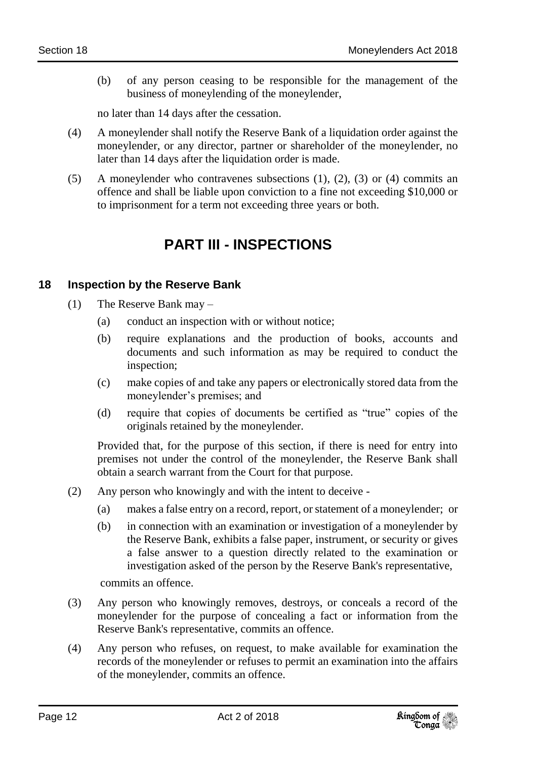(b) of any person ceasing to be responsible for the management of the business of moneylending of the moneylender,

no later than 14 days after the cessation.

(4) A moneylender shall notify the Reserve Bank of a liquidation order against the moneylender, or any director, partner or shareholder of the moneylender, no later than 14 days after the liquidation order is made.

(5) A moneylender who contravenes subsections (1), (2), (3) or (4) commits an offence and shall be liable upon conviction to a fine not exceeding $10,000 or to imprisonment for a term not exceeding three years or both.

# PART III - INSPECTIONS

## 18 Inspection by the Reserve Bank

(1) The Reserve Bank may –

(a) conduct an inspection with or without notice;

(b) require explanations and the production of books, accounts and documents and such information as may be required to conduct the inspection;

(c) make copies of and take any papers or electronically stored data from the moneylender's premises; and

(d) require that copies of documents be certified as "true" copies of the originals retained by the moneylender.

Provided that, for the purpose of this section, if there is need for entry into premises not under the control of the moneylender, the Reserve Bank shall obtain a search warrant from the Court for that purpose.

(2) Any person who knowingly and with the intent to deceive -

(a) makes a false entry on a record, report, or statement of a moneylender; or

(b) in connection with an examination or investigation of a moneylender by the Reserve Bank, exhibits a false paper, instrument, or security or gives a false answer to a question directly related to the examination or investigation asked of the person by the Reserve Bank's representative,

commits an offence.

(3) Any person who knowingly removes, destroys, or conceals a record of the moneylender for the purpose of concealing a fact or information from the Reserve Bank's representative, commits an offence.

(4) Any person who refuses, on request, to make available for examination the records of the moneylender or refuses to permit an examination into the affairs of the moneylender, commits an offence.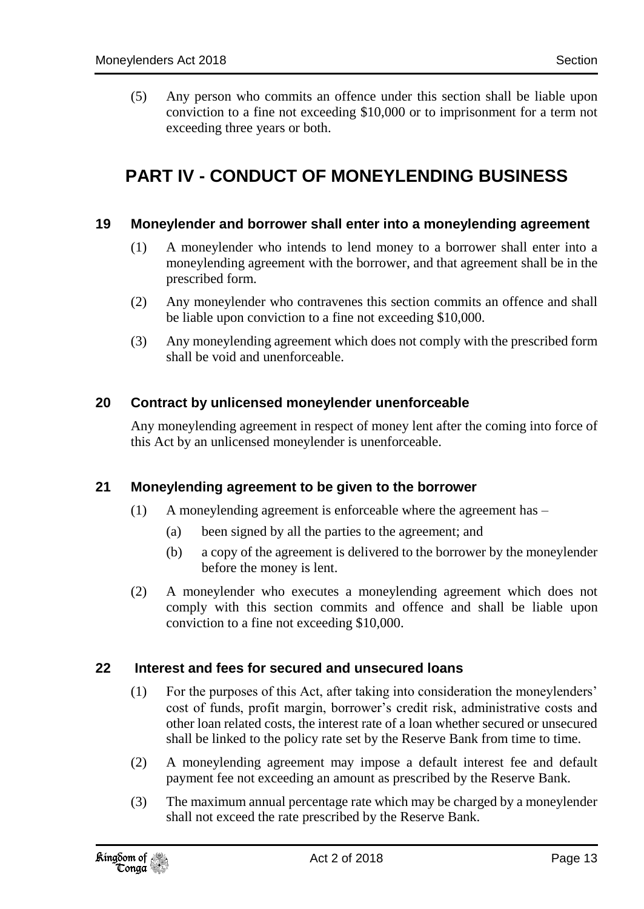(5) Any person who commits an offence under this section shall be liable upon conviction to a fine not exceeding $10,000 or to imprisonment for a term not exceeding three years or both.

# PART IV - CONDUCT OF MONEYLENDING BUSINESS

### 19 Moneylender and borrower shall enter into a moneylending agreement

(1) A moneylender who intends to lend money to a borrower shall enter into a moneylending agreement with the borrower, and that agreement shall be in the prescribed form.

(2) Any moneylender who contravenes this section commits an offence and shall be liable upon conviction to a fine not exceeding $10,000.

(3) Any moneylending agreement which does not comply with the prescribed form shall be void and unenforceable.

### 20 Contract by unlicensed moneylender unenforceable

Any moneylending agreement in respect of money lent after the coming into force of this Act by an unlicensed moneylender is unenforceable.

### 21 Moneylending agreement to be given to the borrower

(1) A moneylending agreement is enforceable where the agreement has –

(a) been signed by all the parties to the agreement; and

(b) a copy of the agreement is delivered to the borrower by the moneylender before the money is lent.

(2) A moneylender who executes a moneylending agreement which does not comply with this section commits and offence and shall be liable upon conviction to a fine not exceeding $10,000.

### 22 Interest and fees for secured and unsecured loans

(1) For the purposes of this Act, after taking into consideration the moneylenders' cost of funds, profit margin, borrower's credit risk, administrative costs and other loan related costs, the interest rate of a loan whether secured or unsecured shall be linked to the policy rate set by the Reserve Bank from time to time.

(2) A moneylending agreement may impose a default interest fee and default payment fee not exceeding an amount as prescribed by the Reserve Bank.

(3) The maximum annual percentage rate which may be charged by a moneylender shall not exceed the rate prescribed by the Reserve Bank.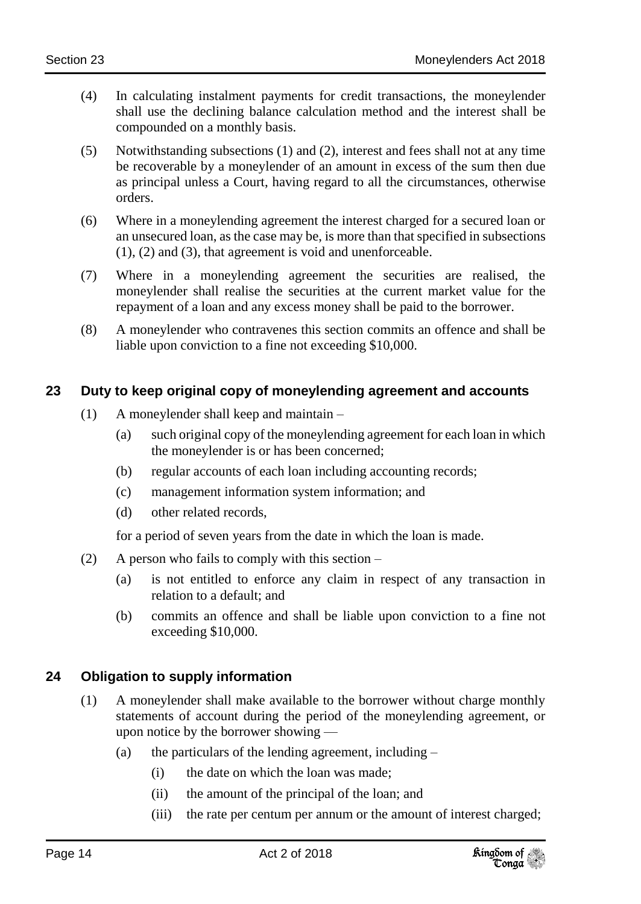(4) In calculating instalment payments for credit transactions, the moneylender shall use the declining balance calculation method and the interest shall be compounded on a monthly basis.

(5) Notwithstanding subsections (1) and (2), interest and fees shall not at any time be recoverable by a moneylender of an amount in excess of the sum then due as principal unless a Court, having regard to all the circumstances, otherwise orders.

(6) Where in a moneylending agreement the interest charged for a secured loan or an unsecured loan, as the case may be, is more than that specified in subsections (1), (2) and (3), that agreement is void and unenforceable.

(7) Where in a moneylending agreement the securities are realised, the moneylender shall realise the securities at the current market value for the repayment of a loan and any excess money shall be paid to the borrower.

(8) A moneylender who contravenes this section commits an offence and shall be liable upon conviction to a fine not exceeding $10,000.

## 23 Duty to keep original copy of moneylending agreement and accounts

(1) A moneylender shall keep and maintain –

(a) such original copy of the moneylending agreement for each loan in which the moneylender is or has been concerned;

(b) regular accounts of each loan including accounting records;

(c) management information system information; and

(d) other related records,

for a period of seven years from the date in which the loan is made.

(2) A person who fails to comply with this section –

(a) is not entitled to enforce any claim in respect of any transaction in relation to a default; and

(b) commits an offence and shall be liable upon conviction to a fine not exceeding $10,000.

## 24 Obligation to supply information

(1) A moneylender shall make available to the borrower without charge monthly statements of account during the period of the moneylending agreement, or upon notice by the borrower showing —

(a) the particulars of the lending agreement, including –

(i) the date on which the loan was made;

(ii) the amount of the principal of the loan; and

(iii) the rate per centum per annum or the amount of interest charged;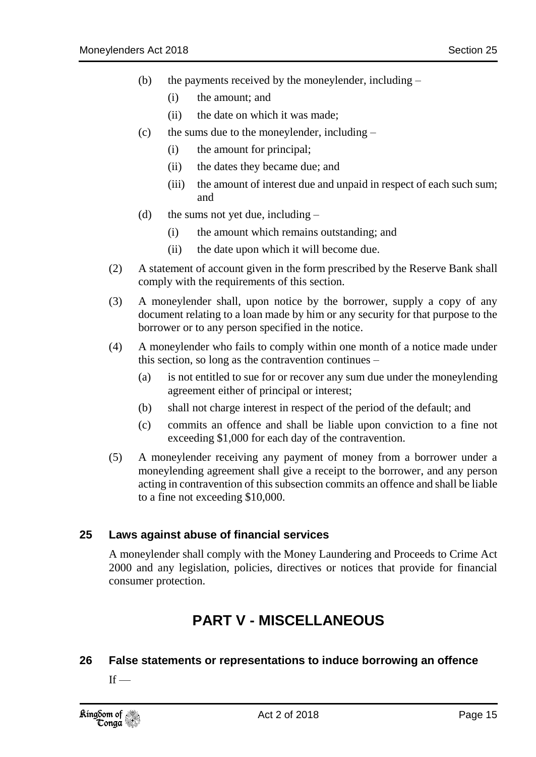(b) the payments received by the moneylender, including –

    (i) the amount; and

    (ii) the date on which it was made;

(c) the sums due to the moneylender, including –

    (i) the amount for principal;

    (ii) the dates they became due; and

    (iii) the amount of interest due and unpaid in respect of each such sum; and

(d) the sums not yet due, including –

    (i) the amount which remains outstanding; and

    (ii) the date upon which it will become due.

(2) A statement of account given in the form prescribed by the Reserve Bank shall comply with the requirements of this section.

(3) A moneylender shall, upon notice by the borrower, supply a copy of any document relating to a loan made by him or any security for that purpose to the borrower or to any person specified in the notice.

(4) A moneylender who fails to comply within one month of a notice made under this section, so long as the contravention continues –

    (a) is not entitled to sue for or recover any sum due under the moneylending agreement either of principal or interest;

    (b) shall not charge interest in respect of the period of the default; and

    (c) commits an offence and shall be liable upon conviction to a fine not exceeding $1,000 for each day of the contravention.

(5) A moneylender receiving any payment of money from a borrower under a moneylending agreement shall give a receipt to the borrower, and any person acting in contravention of this subsection commits an offence and shall be liable to a fine not exceeding $10,000.

### 25 Laws against abuse of financial services

A moneylender shall comply with the Money Laundering and Proceeds to Crime Act 2000 and any legislation, policies, directives or notices that provide for financial consumer protection.

## PART V - MISCELLANEOUS

### 26 False statements or representations to induce borrowing an offence

If —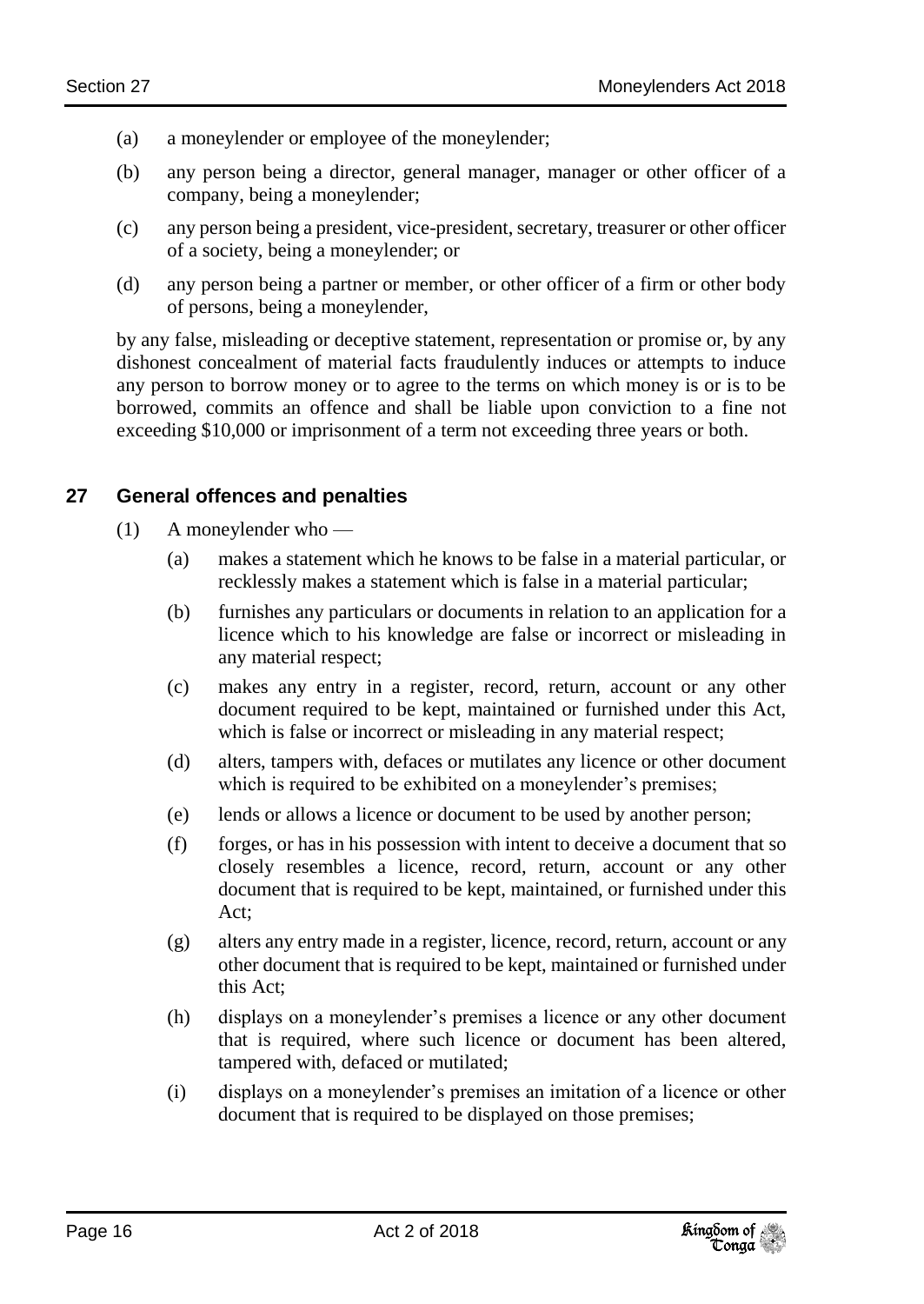(a) a moneylender or employee of the moneylender;

(b) any person being a director, general manager, manager or other officer of a company, being a moneylender;

(c) any person being a president, vice-president, secretary, treasurer or other officer of a society, being a moneylender; or

(d) any person being a partner or member, or other officer of a firm or other body of persons, being a moneylender,

by any false, misleading or deceptive statement, representation or promise or, by any dishonest concealment of material facts fraudulently induces or attempts to induce any person to borrow money or to agree to the terms on which money is or is to be borrowed, commits an offence and shall be liable upon conviction to a fine not exceeding $10,000 or imprisonment of a term not exceeding three years or both.

## 27 General offences and penalties

(1) A moneylender who —

(a) makes a statement which he knows to be false in a material particular, or recklessly makes a statement which is false in a material particular;

(b) furnishes any particulars or documents in relation to an application for a licence which to his knowledge are false or incorrect or misleading in any material respect;

(c) makes any entry in a register, record, return, account or any other document required to be kept, maintained or furnished under this Act, which is false or incorrect or misleading in any material respect;

(d) alters, tampers with, defaces or mutilates any licence or other document which is required to be exhibited on a moneylender's premises;

(e) lends or allows a licence or document to be used by another person;

(f) forges, or has in his possession with intent to deceive a document that so closely resembles a licence, record, return, account or any other document that is required to be kept, maintained, or furnished under this Act;

(g) alters any entry made in a register, licence, record, return, account or any other document that is required to be kept, maintained or furnished under this Act;

(h) displays on a moneylender's premises a licence or any other document that is required, where such licence or document has been altered, tampered with, defaced or mutilated;

(i) displays on a moneylender's premises an imitation of a licence or other document that is required to be displayed on those premises;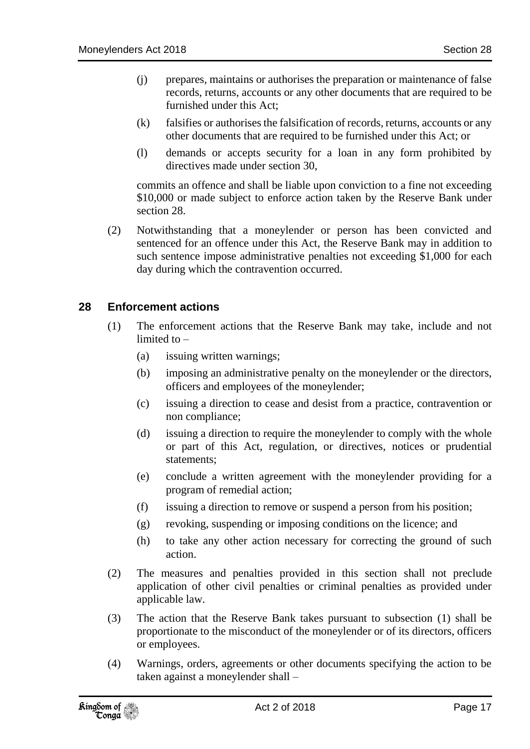(j) prepares, maintains or authorises the preparation or maintenance of false records, returns, accounts or any other documents that are required to be furnished under this Act;

(k) falsifies or authorises the falsification of records, returns, accounts or any other documents that are required to be furnished under this Act; or

(l) demands or accepts security for a loan in any form prohibited by directives made under section 30,

commits an offence and shall be liable upon conviction to a fine not exceeding $10,000 or made subject to enforce action taken by the Reserve Bank under section 28.

(2) Notwithstanding that a moneylender or person has been convicted and sentenced for an offence under this Act, the Reserve Bank may in addition to such sentence impose administrative penalties not exceeding $1,000 for each day during which the contravention occurred.

## 28 Enforcement actions

(1) The enforcement actions that the Reserve Bank may take, include and not limited to –

(a) issuing written warnings;

(b) imposing an administrative penalty on the moneylender or the directors, officers and employees of the moneylender;

(c) issuing a direction to cease and desist from a practice, contravention or non compliance;

(d) issuing a direction to require the moneylender to comply with the whole or part of this Act, regulation, or directives, notices or prudential statements;

(e) conclude a written agreement with the moneylender providing for a program of remedial action;

(f) issuing a direction to remove or suspend a person from his position;

(g) revoking, suspending or imposing conditions on the licence; and

(h) to take any other action necessary for correcting the ground of such action.

(2) The measures and penalties provided in this section shall not preclude application of other civil penalties or criminal penalties as provided under applicable law.

(3) The action that the Reserve Bank takes pursuant to subsection (1) shall be proportionate to the misconduct of the moneylender or of its directors, officers or employees.

(4) Warnings, orders, agreements or other documents specifying the action to be taken against a moneylender shall –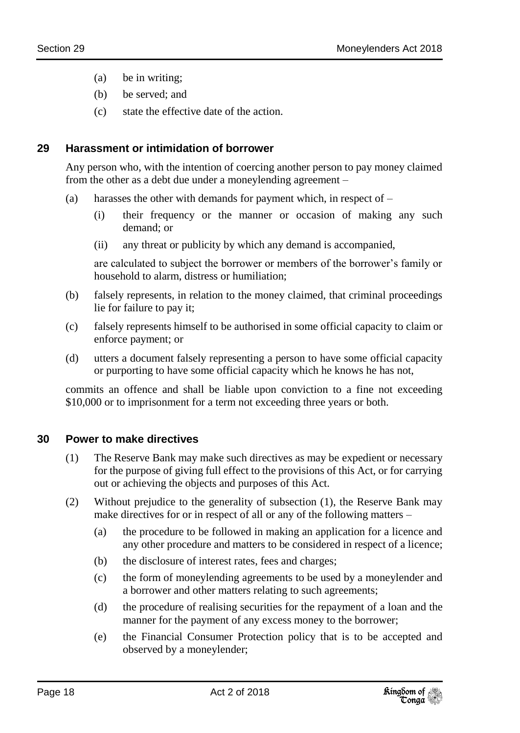(a) be in writing;

(b) be served; and

(c) state the effective date of the action.

## 29 Harassment or intimidation of borrower

Any person who, with the intention of coercing another person to pay money claimed from the other as a debt due under a moneylending agreement –

(a) harasses the other with demands for payment which, in respect of –

(i) their frequency or the manner or occasion of making any such demand; or

(ii) any threat or publicity by which any demand is accompanied,

are calculated to subject the borrower or members of the borrower's family or household to alarm, distress or humiliation;

(b) falsely represents, in relation to the money claimed, that criminal proceedings lie for failure to pay it;

(c) falsely represents himself to be authorised in some official capacity to claim or enforce payment; or

(d) utters a document falsely representing a person to have some official capacity or purporting to have some official capacity which he knows he has not,

commits an offence and shall be liable upon conviction to a fine not exceeding $10,000 or to imprisonment for a term not exceeding three years or both.

## 30 Power to make directives

(1) The Reserve Bank may make such directives as may be expedient or necessary for the purpose of giving full effect to the provisions of this Act, or for carrying out or achieving the objects and purposes of this Act.

(2) Without prejudice to the generality of subsection (1), the Reserve Bank may make directives for or in respect of all or any of the following matters –

(a) the procedure to be followed in making an application for a licence and any other procedure and matters to be considered in respect of a licence;

(b) the disclosure of interest rates, fees and charges;

(c) the form of moneylending agreements to be used by a moneylender and a borrower and other matters relating to such agreements;

(d) the procedure of realising securities for the repayment of a loan and the manner for the payment of any excess money to the borrower;

(e) the Financial Consumer Protection policy that is to be accepted and observed by a moneylender;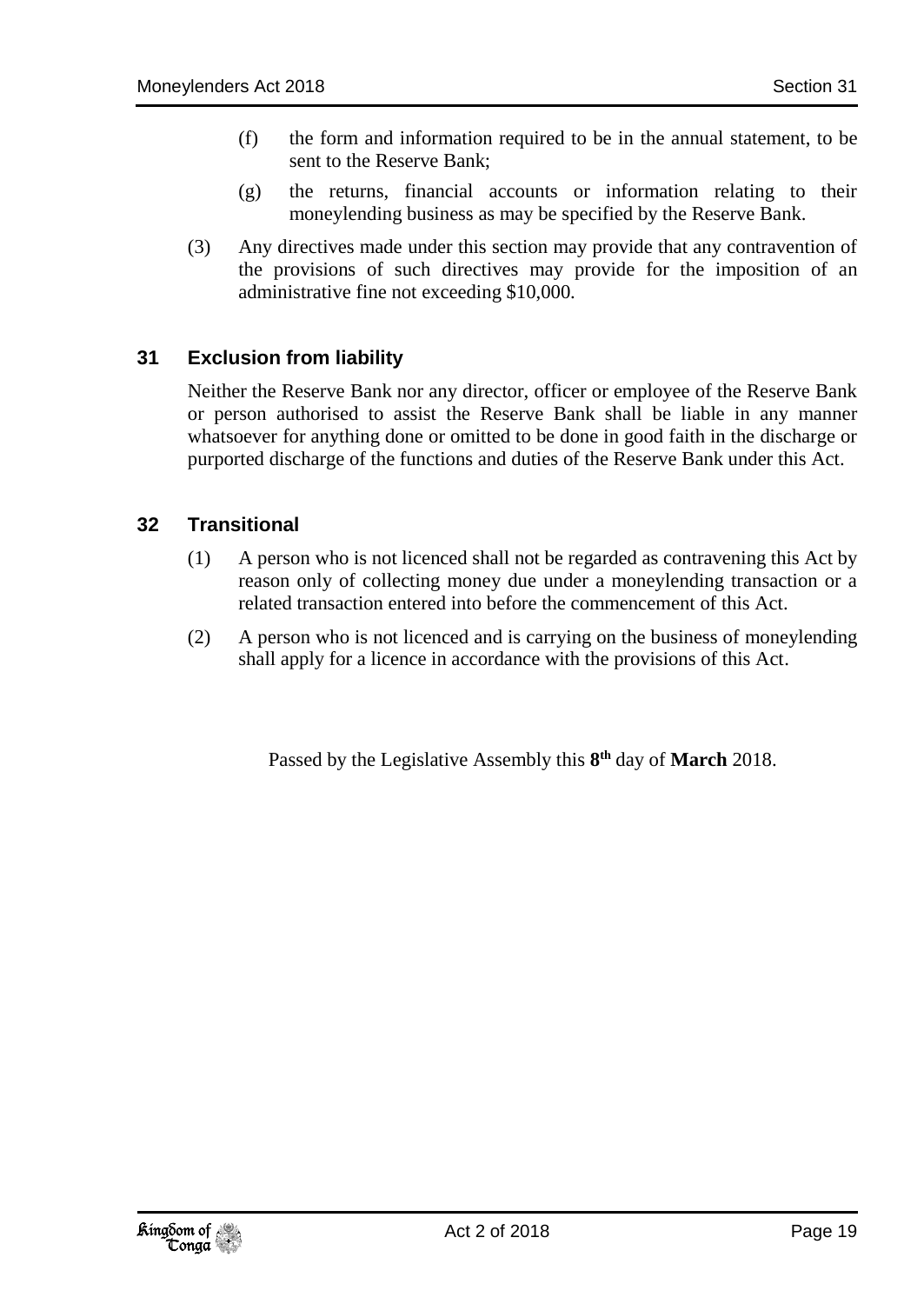(f) the form and information required to be in the annual statement, to be sent to the Reserve Bank;

(g) the returns, financial accounts or information relating to their moneylending business as may be specified by the Reserve Bank.

(3) Any directives made under this section may provide that any contravention of the provisions of such directives may provide for the imposition of an administrative fine not exceeding $10,000.

## 31 Exclusion from liability

Neither the Reserve Bank nor any director, officer or employee of the Reserve Bank or person authorised to assist the Reserve Bank shall be liable in any manner whatsoever for anything done or omitted to be done in good faith in the discharge or purported discharge of the functions and duties of the Reserve Bank under this Act.

## 32 Transitional

(1) A person who is not licenced shall not be regarded as contravening this Act by reason only of collecting money due under a moneylending transaction or a related transaction entered into before the commencement of this Act.

(2) A person who is not licenced and is carrying on the business of moneylending shall apply for a licence in accordance with the provisions of this Act.

Passed by the Legislative Assembly this **8th** day of **March** 2018.